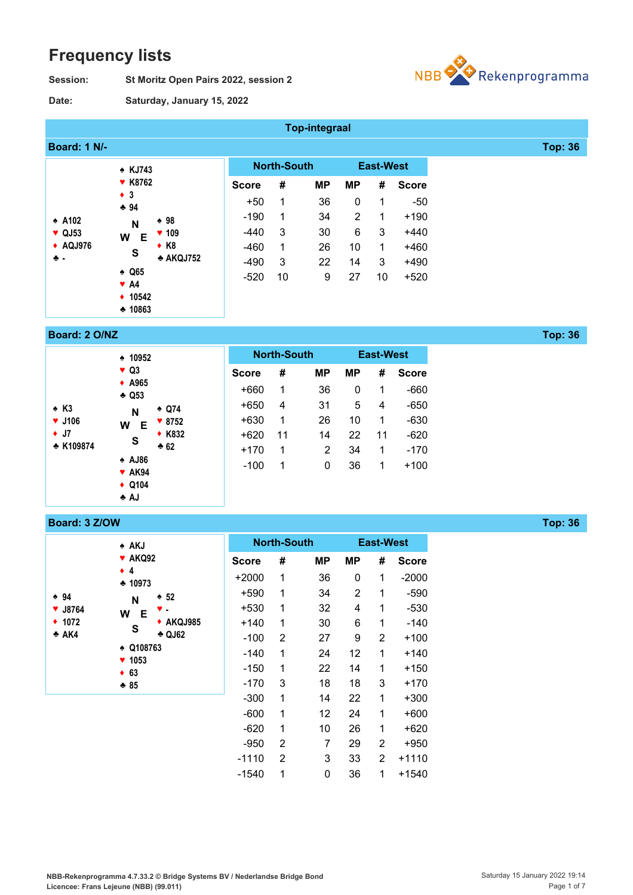# Frequency lists

**Session:** St Moritz Open Pairs 2022, session 2

**Date:** Saturday, January 15, 2022

## Top-integraal

### Board: 1 N/- — Top: 36

North: ♠ KJ743 ♥ K8762 ♦ 3 ♣ 94
West: ♠ A102 ♥ QJ53 ♦ AQJ976 ♣ -
East: ♠ 98 ♥ 109 ♦ K8 ♣ AKQJ752
South: ♠ Q65 ♥ A4 ♦ 10542 ♣ 10863

| North-South | | | East-West | | |
|---|---|---|---|---|---|
| Score | # | MP | MP | # | Score |
| +50 | 1 | 36 | 0 | 1 | -50 |
| -190 | 1 | 34 | 2 | 1 | +190 |
| -440 | 3 | 30 | 6 | 3 | +440 |
| -460 | 1 | 26 | 10 | 1 | +460 |
| -490 | 3 | 22 | 14 | 3 | +490 |
| -520 | 10 | 9 | 27 | 10 | +520 |

### Board: 2 O/NZ — Top: 36

North: ♠ 10952 ♥ Q3 ♦ A965 ♣ Q53
West: ♠ K3 ♥ J106 ♦ J7 ♣ K109874
East: ♠ Q74 ♥ 8752 ♦ K832 ♣ 62
South: ♠ AJ86 ♥ AK94 ♦ Q104 ♣ AJ

| North-South | | | East-West | | |
|---|---|---|---|---|---|
| Score | # | MP | MP | # | Score |
| +660 | 1 | 36 | 0 | 1 | -660 |
| +650 | 4 | 31 | 5 | 4 | -650 |
| +630 | 1 | 26 | 10 | 1 | -630 |
| +620 | 11 | 14 | 22 | 11 | -620 |
| +170 | 1 | 2 | 34 | 1 | -170 |
| -100 | 1 | 0 | 36 | 1 | +100 |

### Board: 3 Z/OW — Top: 36

North: ♠ AKJ ♥ AKQ92 ♦ 4 ♣ 10973
West: ♠ 94 ♥ J8764 ♦ 1072 ♣ AK4
East: ♠ 52 ♥ - ♦ AKQJ985 ♣ QJ62
South: ♠ Q108763 ♥ 1053 ♦ 63 ♣ 85

| North-South | | | East-West | | |
|---|---|---|---|---|---|
| Score | # | MP | MP | # | Score |
| +2000 | 1 | 36 | 0 | 1 | -2000 |
| +590 | 1 | 34 | 2 | 1 | -590 |
| +530 | 1 | 32 | 4 | 1 | -530 |
| +140 | 1 | 30 | 6 | 1 | -140 |
| -100 | 2 | 27 | 9 | 2 | +100 |
| -140 | 1 | 24 | 12 | 1 | +140 |
| -150 | 1 | 22 | 14 | 1 | +150 |
| -170 | 3 | 18 | 18 | 3 | +170 |
| -300 | 1 | 14 | 22 | 1 | +300 |
| -600 | 1 | 12 | 24 | 1 | +600 |
| -620 | 1 | 10 | 26 | 1 | +620 |
| -950 | 2 | 7 | 29 | 2 | +950 |
| -1110 | 2 | 3 | 33 | 2 | +1110 |
| -1540 | 1 | 0 | 36 | 1 | +1540 |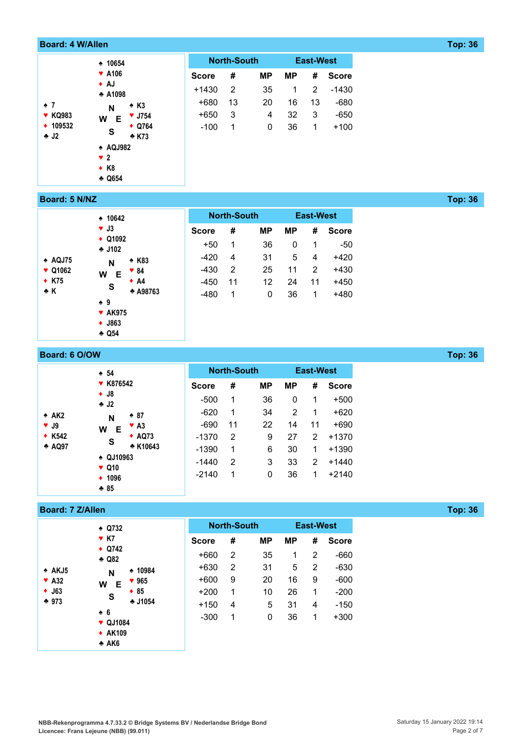## Board: 4 W/Allen — Top: 36

**North:** ♠ 10654 ♥ A106 ♦ AJ ♣ A1098

**West:** ♠ 7 ♥ KQ983 ♦ 109532 ♣ J2

**East:** ♠ K3 ♥ J754 ♦ Q764 ♣ K73

**South:** ♠ AQJ982 ♥ 2 ♦ K8 ♣ Q654

| North-South | | | East-West | | |
|---|---|---|---|---|---|
| Score | # | MP | MP | # | Score |
| +1430 | 2 | 35 | 1 | 2 | -1430 |
| +680 | 13 | 20 | 16 | 13 | -680 |
| +650 | 3 | 4 | 32 | 3 | -650 |
| -100 | 1 | 0 | 36 | 1 | +100 |

## Board: 5 N/NZ — Top: 36

**North:** ♠ 10642 ♥ J3 ♦ Q1092 ♣ J102

**West:** ♠ AQJ75 ♥ Q1062 ♦ K75 ♣ K

**East:** ♠ K83 ♥ 84 ♦ A4 ♣ A98763

**South:** ♠ 9 ♥ AK975 ♦ J863 ♣ Q54

| North-South | | | East-West | | |
|---|---|---|---|---|---|
| Score | # | MP | MP | # | Score |
| +50 | 1 | 36 | 0 | 1 | -50 |
| -420 | 4 | 31 | 5 | 4 | +420 |
| -430 | 2 | 25 | 11 | 2 | +430 |
| -450 | 11 | 12 | 24 | 11 | +450 |
| -480 | 1 | 0 | 36 | 1 | +480 |

## Board: 6 O/OW — Top: 36

**North:** ♠ 54 ♥ K876542 ♦ J8 ♣ J2

**West:** ♠ AK2 ♥ J9 ♦ K542 ♣ AQ97

**East:** ♠ 87 ♥ A3 ♦ AQ73 ♣ K10643

**South:** ♠ QJ10963 ♥ Q10 ♦ 1096 ♣ 85

| North-South | | | East-West | | |
|---|---|---|---|---|---|
| Score | # | MP | MP | # | Score |
| -500 | 1 | 36 | 0 | 1 | +500 |
| -620 | 1 | 34 | 2 | 1 | +620 |
| -690 | 11 | 22 | 14 | 11 | +690 |
| -1370 | 2 | 9 | 27 | 2 | +1370 |
| -1390 | 1 | 6 | 30 | 1 | +1390 |
| -1440 | 2 | 3 | 33 | 2 | +1440 |
| -2140 | 1 | 0 | 36 | 1 | +2140 |

## Board: 7 Z/Allen — Top: 36

**North:** ♠ Q732 ♥ K7 ♦ Q742 ♣ Q82

**West:** ♠ AKJ5 ♥ A32 ♦ J63 ♣ 973

**East:** ♠ 10984 ♥ 965 ♦ 85 ♣ J1054

**South:** ♠ 6 ♥ QJ1084 ♦ AK109 ♣ AK6

| North-South | | | East-West | | |
|---|---|---|---|---|---|
| Score | # | MP | MP | # | Score |
| +660 | 2 | 35 | 1 | 2 | -660 |
| +630 | 2 | 31 | 5 | 2 | -630 |
| +600 | 9 | 20 | 16 | 9 | -600 |
| +200 | 1 | 10 | 26 | 1 | -200 |
| +150 | 4 | 5 | 31 | 4 | -150 |
| -300 | 1 | 0 | 36 | 1 | +300 |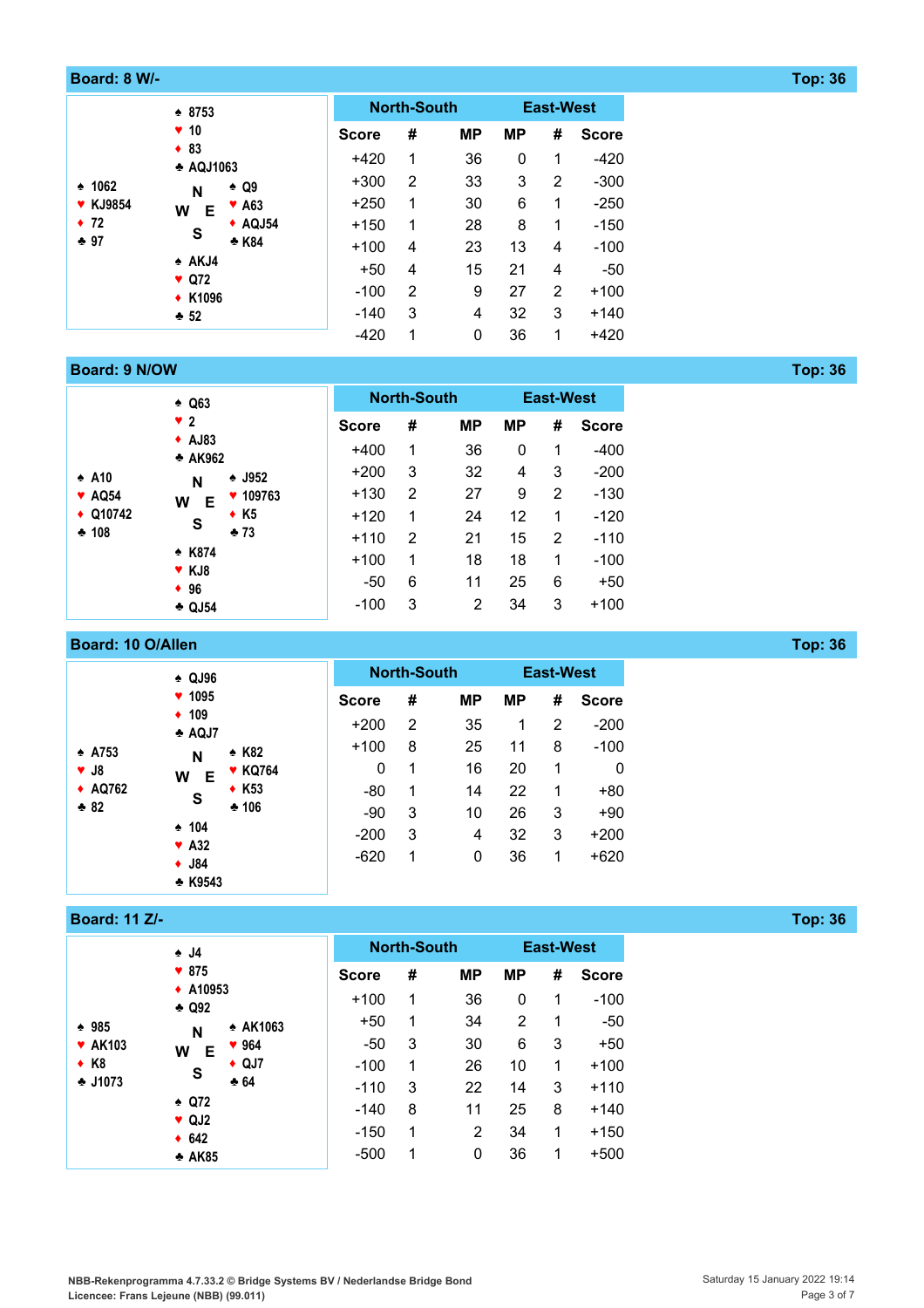## Board: 8 W/-

**Top: 36**

| | North | |
|---|---|---|
| | ♠ 8753<br>♥ 10<br>♦ 83<br>♣ AQJ1063 | |
| **West**<br>♠ 1062<br>♥ KJ9854<br>♦ 72<br>♣ 97 | | **East**<br>♠ Q9<br>♥ A63<br>♦ AQJ54<br>♣ K84 |
| | **South**<br>♠ AKJ4<br>♥ Q72<br>♦ K1096<br>♣ 52 | |

| North-South | | | East-West | | |
|---|---|---|---|---|---|
| Score | # | MP | MP | # | Score |
| +420 | 1 | 36 | 0 | 1 | -420 |
| +300 | 2 | 33 | 3 | 2 | -300 |
| +250 | 1 | 30 | 6 | 1 | -250 |
| +150 | 1 | 28 | 8 | 1 | -150 |
| +100 | 4 | 23 | 13 | 4 | -100 |
| +50 | 4 | 15 | 21 | 4 | -50 |
| -100 | 2 | 9 | 27 | 2 | +100 |
| -140 | 3 | 4 | 32 | 3 | +140 |
| -420 | 1 | 0 | 36 | 1 | +420 |

## Board: 9 N/OW

**Top: 36**

| | North | |
|---|---|---|
| | ♠ Q63<br>♥ 2<br>♦ AJ83<br>♣ AK962 | |
| **West**<br>♠ A10<br>♥ AQ54<br>♦ Q10742<br>♣ 108 | | **East**<br>♠ J952<br>♥ 109763<br>♦ K5<br>♣ 73 |
| | **South**<br>♠ K874<br>♥ KJ8<br>♦ 96<br>♣ QJ54 | |

| North-South | | | East-West | | |
|---|---|---|---|---|---|
| Score | # | MP | MP | # | Score |
| +400 | 1 | 36 | 0 | 1 | -400 |
| +200 | 3 | 32 | 4 | 3 | -200 |
| +130 | 2 | 27 | 9 | 2 | -130 |
| +120 | 1 | 24 | 12 | 1 | -120 |
| +110 | 2 | 21 | 15 | 2 | -110 |
| +100 | 1 | 18 | 18 | 1 | -100 |
| -50 | 6 | 11 | 25 | 6 | +50 |
| -100 | 3 | 2 | 34 | 3 | +100 |

## Board: 10 O/Allen

**Top: 36**

| | North | |
|---|---|---|
| | ♠ QJ96<br>♥ 1095<br>♦ 109<br>♣ AQJ7 | |
| **West**<br>♠ A753<br>♥ J8<br>♦ AQ762<br>♣ 82 | | **East**<br>♠ K82<br>♥ KQ764<br>♦ K53<br>♣ 106 |
| | **South**<br>♠ 104<br>♥ A32<br>♦ J84<br>♣ K9543 | |

| North-South | | | East-West | | |
|---|---|---|---|---|---|
| Score | # | MP | MP | # | Score |
| +200 | 2 | 35 | 1 | 2 | -200 |
| +100 | 8 | 25 | 11 | 8 | -100 |
| 0 | 1 | 16 | 20 | 1 | 0 |
| -80 | 1 | 14 | 22 | 1 | +80 |
| -90 | 3 | 10 | 26 | 3 | +90 |
| -200 | 3 | 4 | 32 | 3 | +200 |
| -620 | 1 | 0 | 36 | 1 | +620 |

## Board: 11 Z/-

**Top: 36**

| | North | |
|---|---|---|
| | ♠ J4<br>♥ 875<br>♦ A10953<br>♣ Q92 | |
| **West**<br>♠ 985<br>♥ AK103<br>♦ K8<br>♣ J1073 | | **East**<br>♠ AK1063<br>♥ 964<br>♦ QJ7<br>♣ 64 |
| | **South**<br>♠ Q72<br>♥ QJ2<br>♦ 642<br>♣ AK85 | |

| North-South | | | East-West | | |
|---|---|---|---|---|---|
| Score | # | MP | MP | # | Score |
| +100 | 1 | 36 | 0 | 1 | -100 |
| +50 | 1 | 34 | 2 | 1 | -50 |
| -50 | 3 | 30 | 6 | 3 | +50 |
| -100 | 1 | 26 | 10 | 1 | +100 |
| -110 | 3 | 22 | 14 | 3 | +110 |
| -140 | 8 | 11 | 25 | 8 | +140 |
| -150 | 1 | 2 | 34 | 1 | +150 |
| -500 | 1 | 0 | 36 | 1 | +500 |

NBB-Rekenprogramma 4.7.33.2 © Bridge Systems BV / Nederlandse Bridge Bond
Licencee: Frans Lejeune (NBB) (99.011)

Saturday 15 January 2022 19:14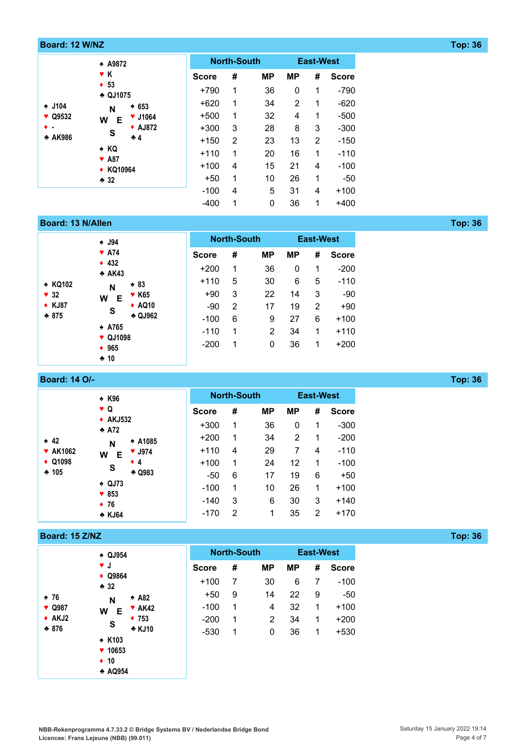## Board: 12 W/NZ

Top: 36

| | North | |
|---|---|---|
| | ♠ A9872<br>♥ K<br>♦ 53<br>♣ QJ1075 | |
| **West**<br>♠ J104<br>♥ Q9532<br>♦ -<br>♣ AK986 | N<br>W E<br>S | **East**<br>♠ 653<br>♥ J1064<br>♦ AJ872<br>♣ 4 |
| | ♠ KQ<br>♥ A87<br>♦ KQ10964<br>♣ 32 | |

| North-South | | | East-West | | |
|---|---|---|---|---|---|
| Score | # | MP | MP | # | Score |
| +790 | 1 | 36 | 0 | 1 | -790 |
| +620 | 1 | 34 | 2 | 1 | -620 |
| +500 | 1 | 32 | 4 | 1 | -500 |
| +300 | 3 | 28 | 8 | 3 | -300 |
| +150 | 2 | 23 | 13 | 2 | -150 |
| +110 | 1 | 20 | 16 | 1 | -110 |
| +100 | 4 | 15 | 21 | 4 | -100 |
| +50 | 1 | 10 | 26 | 1 | -50 |
| -100 | 4 | 5 | 31 | 4 | +100 |
| -400 | 1 | 0 | 36 | 1 | +400 |

## Board: 13 N/Allen

Top: 36

| | North | |
|---|---|---|
| | ♠ J94<br>♥ A74<br>♦ 432<br>♣ AK43 | |
| **West**<br>♠ KQ102<br>♥ 32<br>♦ KJ87<br>♣ 875 | N<br>W E<br>S | **East**<br>♠ 83<br>♥ K65<br>♦ AQ10<br>♣ QJ962 |
| | ♠ A765<br>♥ QJ1098<br>♦ 965<br>♣ 10 | |

| North-South | | | East-West | | |
|---|---|---|---|---|---|
| Score | # | MP | MP | # | Score |
| +200 | 1 | 36 | 0 | 1 | -200 |
| +110 | 5 | 30 | 6 | 5 | -110 |
| +90 | 3 | 22 | 14 | 3 | -90 |
| -90 | 2 | 17 | 19 | 2 | +90 |
| -100 | 6 | 9 | 27 | 6 | +100 |
| -110 | 1 | 2 | 34 | 1 | +110 |
| -200 | 1 | 0 | 36 | 1 | +200 |

## Board: 14 O/-

Top: 36

| | North | |
|---|---|---|
| | ♠ K96<br>♥ Q<br>♦ AKJ532<br>♣ A72 | |
| **West**<br>♠ 42<br>♥ AK1062<br>♦ Q1098<br>♣ 105 | N<br>W E<br>S | **East**<br>♠ A1085<br>♥ J974<br>♦ 4<br>♣ Q983 |
| | ♠ QJ73<br>♥ 853<br>♦ 76<br>♣ KJ64 | |

| North-South | | | East-West | | |
|---|---|---|---|---|---|
| Score | # | MP | MP | # | Score |
| +300 | 1 | 36 | 0 | 1 | -300 |
| +200 | 1 | 34 | 2 | 1 | -200 |
| +110 | 4 | 29 | 7 | 4 | -110 |
| +100 | 1 | 24 | 12 | 1 | -100 |
| -50 | 6 | 17 | 19 | 6 | +50 |
| -100 | 1 | 10 | 26 | 1 | +100 |
| -140 | 3 | 6 | 30 | 3 | +140 |
| -170 | 2 | 1 | 35 | 2 | +170 |

## Board: 15 Z/NZ

Top: 36

| | North | |
|---|---|---|
| | ♠ QJ954<br>♥ J<br>♦ Q9864<br>♣ 32 | |
| **West**<br>♠ 76<br>♥ Q987<br>♦ AKJ2<br>♣ 876 | N<br>W E<br>S | **East**<br>♠ A82<br>♥ AK42<br>♦ 753<br>♣ KJ10 |
| | ♠ K103<br>♥ 10653<br>♦ 10<br>♣ AQ954 | |

| North-South | | | East-West | | |
|---|---|---|---|---|---|
| Score | # | MP | MP | # | Score |
| +100 | 7 | 30 | 6 | 7 | -100 |
| +50 | 9 | 14 | 22 | 9 | -50 |
| -100 | 1 | 4 | 32 | 1 | +100 |
| -200 | 1 | 2 | 34 | 1 | +200 |
| -530 | 1 | 0 | 36 | 1 | +530 |

NBB-Rekenprogramma 4.7.33.2 © Bridge Systems BV / Nederlandse Bridge Bond
Licencee: Frans Lejeune (NBB) (99.011)

Saturday 15 January 2022 19:14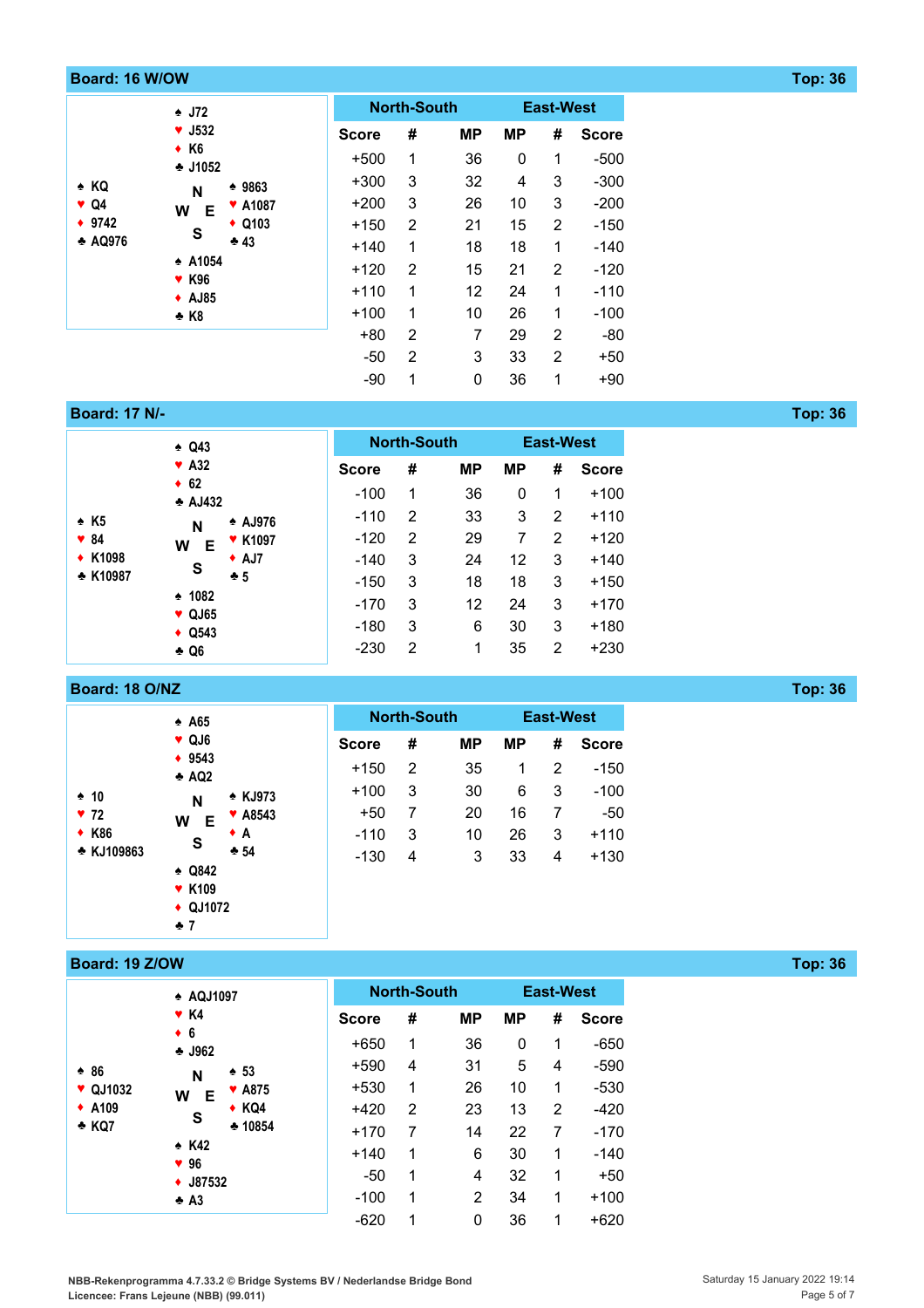## Board: 16 W/OW — Top: 36

|  | North |  |
|---|---|---|
|  | ♠ J72<br>♥ J532<br>♦ K6<br>♣ J1052 |  |
| **West**<br>♠ KQ<br>♥ Q4<br>♦ 9742<br>♣ AQ976 | N<br>W E<br>S | **East**<br>♠ 9863<br>♥ A1087<br>♦ Q103<br>♣ 43 |
|  | ♠ A1054<br>♥ K96<br>♦ AJ85<br>♣ K8 |  |

| North-South |  |  | East-West |  |  |
|---|---|---|---|---|---|
| Score | # | MP | MP | # | Score |
| +500 | 1 | 36 | 0 | 1 | -500 |
| +300 | 3 | 32 | 4 | 3 | -300 |
| +200 | 3 | 26 | 10 | 3 | -200 |
| +150 | 2 | 21 | 15 | 2 | -150 |
| +140 | 1 | 18 | 18 | 1 | -140 |
| +120 | 2 | 15 | 21 | 2 | -120 |
| +110 | 1 | 12 | 24 | 1 | -110 |
| +100 | 1 | 10 | 26 | 1 | -100 |
| +80 | 2 | 7 | 29 | 2 | -80 |
| -50 | 2 | 3 | 33 | 2 | +50 |
| -90 | 1 | 0 | 36 | 1 | +90 |

## Board: 17 N/- — Top: 36

|  | North |  |
|---|---|---|
|  | ♠ Q43<br>♥ A32<br>♦ 62<br>♣ AJ432 |  |
| **West**<br>♠ K5<br>♥ 84<br>♦ K1098<br>♣ K10987 | N<br>W E<br>S | **East**<br>♠ AJ976<br>♥ K1097<br>♦ AJ7<br>♣ 5 |
|  | ♠ 1082<br>♥ QJ65<br>♦ Q543<br>♣ Q6 |  |

| North-South |  |  | East-West |  |  |
|---|---|---|---|---|---|
| Score | # | MP | MP | # | Score |
| -100 | 1 | 36 | 0 | 1 | +100 |
| -110 | 2 | 33 | 3 | 2 | +110 |
| -120 | 2 | 29 | 7 | 2 | +120 |
| -140 | 3 | 24 | 12 | 3 | +140 |
| -150 | 3 | 18 | 18 | 3 | +150 |
| -170 | 3 | 12 | 24 | 3 | +170 |
| -180 | 3 | 6 | 30 | 3 | +180 |
| -230 | 2 | 1 | 35 | 2 | +230 |

## Board: 18 O/NZ — Top: 36

|  | North |  |
|---|---|---|
|  | ♠ A65<br>♥ QJ6<br>♦ 9543<br>♣ AQ2 |  |
| **West**<br>♠ 10<br>♥ 72<br>♦ K86<br>♣ KJ109863 | N<br>W E<br>S | **East**<br>♠ KJ973<br>♥ A8543<br>♦ A<br>♣ 54 |
|  | ♠ Q842<br>♥ K109<br>♦ QJ1072<br>♣ 7 |  |

| North-South |  |  | East-West |  |  |
|---|---|---|---|---|---|
| Score | # | MP | MP | # | Score |
| +150 | 2 | 35 | 1 | 2 | -150 |
| +100 | 3 | 30 | 6 | 3 | -100 |
| +50 | 7 | 20 | 16 | 7 | -50 |
| -110 | 3 | 10 | 26 | 3 | +110 |
| -130 | 4 | 3 | 33 | 4 | +130 |

## Board: 19 Z/OW — Top: 36

|  | North |  |
|---|---|---|
|  | ♠ AQJ1097<br>♥ K4<br>♦ 6<br>♣ J962 |  |
| **West**<br>♠ 86<br>♥ QJ1032<br>♦ A109<br>♣ KQ7 | N<br>W E<br>S | **East**<br>♠ 53<br>♥ A875<br>♦ KQ4<br>♣ 10854 |
|  | ♠ K42<br>♥ 96<br>♦ J87532<br>♣ A3 |  |

| North-South |  |  | East-West |  |  |
|---|---|---|---|---|---|
| Score | # | MP | MP | # | Score |
| +650 | 1 | 36 | 0 | 1 | -650 |
| +590 | 4 | 31 | 5 | 4 | -590 |
| +530 | 1 | 26 | 10 | 1 | -530 |
| +420 | 2 | 23 | 13 | 2 | -420 |
| +170 | 7 | 14 | 22 | 7 | -170 |
| +140 | 1 | 6 | 30 | 1 | -140 |
| -50 | 1 | 4 | 32 | 1 | +50 |
| -100 | 1 | 2 | 34 | 1 | +100 |
| -620 | 1 | 0 | 36 | 1 | +620 |

NBB-Rekenprogramma 4.7.33.2 © Bridge Systems BV / Nederlandse Bridge Bond
Licencee: Frans Lejeune (NBB) (99.011)

Saturday 15 January 2022 19:14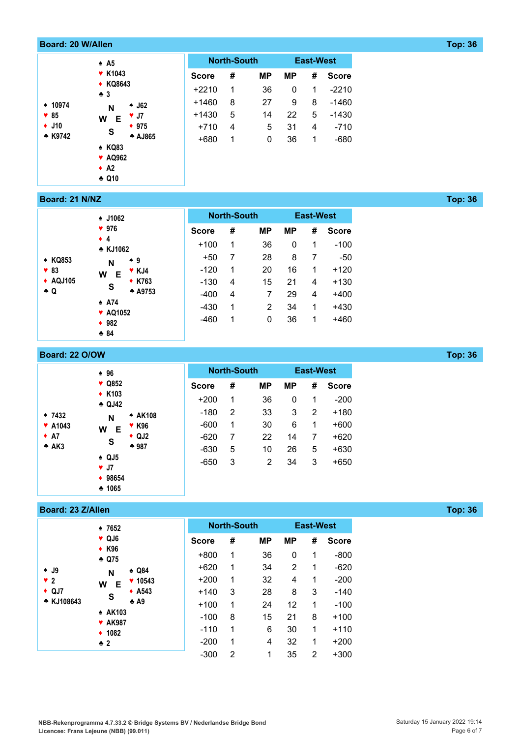## Board: 20 W/Allen — Top: 36

| | North | |
|---|---|---|
| | ♠ A5<br>♥ K1043<br>♦ KQ8643<br>♣ 3 | |
| **West**<br>♠ 10974<br>♥ 85<br>♦ J10<br>♣ K9742 | N / W E / S | **East**<br>♠ J62<br>♥ J7<br>♦ 975<br>♣ AJ865 |
| | ♠ KQ83<br>♥ AQ962<br>♦ A2<br>♣ Q10 | |

| North-South | | | East-West | | |
|---|---|---|---|---|---|
| Score | # | MP | MP | # | Score |
| +2210 | 1 | 36 | 0 | 1 | -2210 |
| +1460 | 8 | 27 | 9 | 8 | -1460 |
| +1430 | 5 | 14 | 22 | 5 | -1430 |
| +710 | 4 | 5 | 31 | 4 | -710 |
| +680 | 1 | 0 | 36 | 1 | -680 |

## Board: 21 N/NZ — Top: 36

| | North | |
|---|---|---|
| | ♠ J1062<br>♥ 976<br>♦ 4<br>♣ KJ1062 | |
| **West**<br>♠ KQ853<br>♥ 83<br>♦ AQJ105<br>♣ Q | N / W E / S | **East**<br>♠ 9<br>♥ KJ4<br>♦ K763<br>♣ A9753 |
| | ♠ A74<br>♥ AQ1052<br>♦ 982<br>♣ 84 | |

| North-South | | | East-West | | |
|---|---|---|---|---|---|
| Score | # | MP | MP | # | Score |
| +100 | 1 | 36 | 0 | 1 | -100 |
| +50 | 7 | 28 | 8 | 7 | -50 |
| -120 | 1 | 20 | 16 | 1 | +120 |
| -130 | 4 | 15 | 21 | 4 | +130 |
| -400 | 4 | 7 | 29 | 4 | +400 |
| -430 | 1 | 2 | 34 | 1 | +430 |
| -460 | 1 | 0 | 36 | 1 | +460 |

## Board: 22 O/OW — Top: 36

| | North | |
|---|---|---|
| | ♠ 96<br>♥ Q852<br>♦ K103<br>♣ QJ42 | |
| **West**<br>♠ 7432<br>♥ A1043<br>♦ A7<br>♣ AK3 | N / W E / S | **East**<br>♠ AK108<br>♥ K96<br>♦ QJ2<br>♣ 987 |
| | ♠ QJ5<br>♥ J7<br>♦ 98654<br>♣ 1065 | |

| North-South | | | East-West | | |
|---|---|---|---|---|---|
| Score | # | MP | MP | # | Score |
| +200 | 1 | 36 | 0 | 1 | -200 |
| -180 | 2 | 33 | 3 | 2 | +180 |
| -600 | 1 | 30 | 6 | 1 | +600 |
| -620 | 7 | 22 | 14 | 7 | +620 |
| -630 | 5 | 10 | 26 | 5 | +630 |
| -650 | 3 | 2 | 34 | 3 | +650 |

## Board: 23 Z/Allen — Top: 36

| | North | |
|---|---|---|
| | ♠ 7652<br>♥ QJ6<br>♦ K96<br>♣ Q75 | |
| **West**<br>♠ J9<br>♥ 2<br>♦ QJ7<br>♣ KJ108643 | N / W E / S | **East**<br>♠ Q84<br>♥ 10543<br>♦ A543<br>♣ A9 |
| | ♠ AK103<br>♥ AK987<br>♦ 1082<br>♣ 2 | |

| North-South | | | East-West | | |
|---|---|---|---|---|---|
| Score | # | MP | MP | # | Score |
| +800 | 1 | 36 | 0 | 1 | -800 |
| +620 | 1 | 34 | 2 | 1 | -620 |
| +200 | 1 | 32 | 4 | 1 | -200 |
| +140 | 3 | 28 | 8 | 3 | -140 |
| +100 | 1 | 24 | 12 | 1 | -100 |
| -100 | 8 | 15 | 21 | 8 | +100 |
| -110 | 1 | 6 | 30 | 1 | +110 |
| -200 | 1 | 4 | 32 | 1 | +200 |
| -300 | 2 | 1 | 35 | 2 | +300 |

NBB-Rekenprogramma 4.7.33.2 © Bridge Systems BV / Nederlandse Bridge Bond
Licencee: Frans Lejeune (NBB) (99.011)

Saturday 15 January 2022 19:14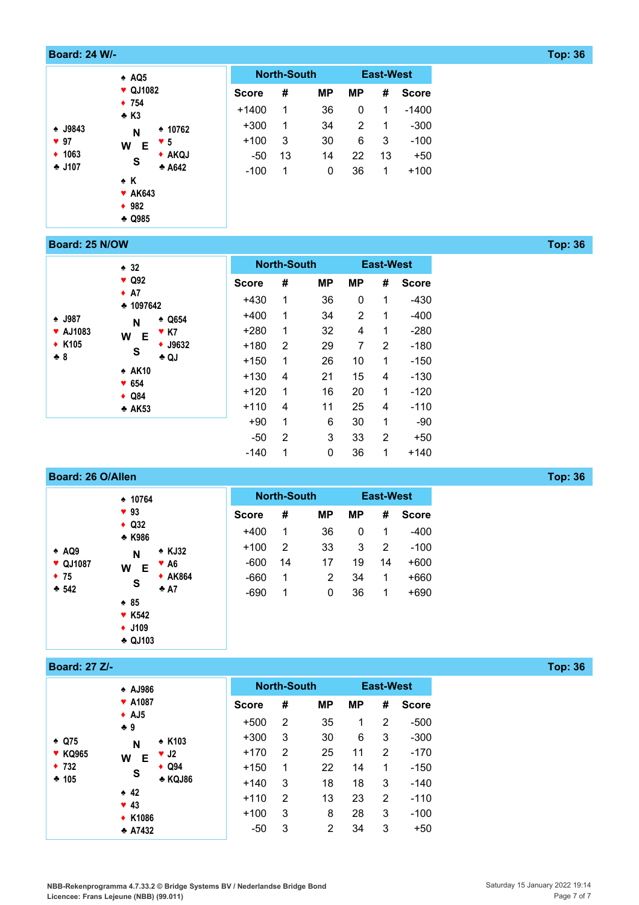## Board: 24 W/-

Top: 36

North: ♠ AQ5 ♥ QJ1082 ♦ 754 ♣ K3

West: ♠ J9843 ♥ 97 ♦ 1063 ♣ J107

East: ♠ 10762 ♥ 5 ♦ AKQJ ♣ A642

South: ♠ K ♥ AK643 ♦ 982 ♣ Q985

| North-South | | | East-West | | |
|---|---|---|---|---|---|
| Score | # | MP | MP | # | Score |
| +1400 | 1 | 36 | 0 | 1 | -1400 |
| +300 | 1 | 34 | 2 | 1 | -300 |
| +100 | 3 | 30 | 6 | 3 | -100 |
| -50 | 13 | 14 | 22 | 13 | +50 |
| -100 | 1 | 0 | 36 | 1 | +100 |

## Board: 25 N/OW

Top: 36

North: ♠ 32 ♥ Q92 ♦ A7 ♣ 1097642

West: ♠ J987 ♥ AJ1083 ♦ K105 ♣ 8

East: ♠ Q654 ♥ K7 ♦ J9632 ♣ QJ

South: ♠ AK10 ♥ 654 ♦ Q84 ♣ AK53

| North-South | | | East-West | | |
|---|---|---|---|---|---|
| Score | # | MP | MP | # | Score |
| +430 | 1 | 36 | 0 | 1 | -430 |
| +400 | 1 | 34 | 2 | 1 | -400 |
| +280 | 1 | 32 | 4 | 1 | -280 |
| +180 | 2 | 29 | 7 | 2 | -180 |
| +150 | 1 | 26 | 10 | 1 | -150 |
| +130 | 4 | 21 | 15 | 4 | -130 |
| +120 | 1 | 16 | 20 | 1 | -120 |
| +110 | 4 | 11 | 25 | 4 | -110 |
| +90 | 1 | 6 | 30 | 1 | -90 |
| -50 | 2 | 3 | 33 | 2 | +50 |
| -140 | 1 | 0 | 36 | 1 | +140 |

## Board: 26 O/Allen

Top: 36

North: ♠ 10764 ♥ 93 ♦ Q32 ♣ K986

West: ♠ AQ9 ♥ QJ1087 ♦ 75 ♣ 542

East: ♠ KJ32 ♥ A6 ♦ AK864 ♣ A7

South: ♠ 85 ♥ K542 ♦ J109 ♣ QJ103

| North-South | | | East-West | | |
|---|---|---|---|---|---|
| Score | # | MP | MP | # | Score |
| +400 | 1 | 36 | 0 | 1 | -400 |
| +100 | 2 | 33 | 3 | 2 | -100 |
| -600 | 14 | 17 | 19 | 14 | +600 |
| -660 | 1 | 2 | 34 | 1 | +660 |
| -690 | 1 | 0 | 36 | 1 | +690 |

## Board: 27 Z/-

Top: 36

North: ♠ AJ986 ♥ A1087 ♦ AJ5 ♣ 9

West: ♠ Q75 ♥ KQ965 ♦ 732 ♣ 105

East: ♠ K103 ♥ J2 ♦ Q94 ♣ KQJ86

South: ♠ 42 ♥ 43 ♦ K1086 ♣ A7432

| North-South | | | East-West | | |
|---|---|---|---|---|---|
| Score | # | MP | MP | # | Score |
| +500 | 2 | 35 | 1 | 2 | -500 |
| +300 | 3 | 30 | 6 | 3 | -300 |
| +170 | 2 | 25 | 11 | 2 | -170 |
| +150 | 1 | 22 | 14 | 1 | -150 |
| +140 | 3 | 18 | 18 | 3 | -140 |
| +110 | 2 | 13 | 23 | 2 | -110 |
| +100 | 3 | 8 | 28 | 3 | -100 |
| -50 | 3 | 2 | 34 | 3 | +50 |

NBB-Rekenprogramma 4.7.33.2 © Bridge Systems BV / Nederlandse Bridge Bond
Licencee: Frans Lejeune (NBB) (99.011)

Saturday 15 January 2022 19:14